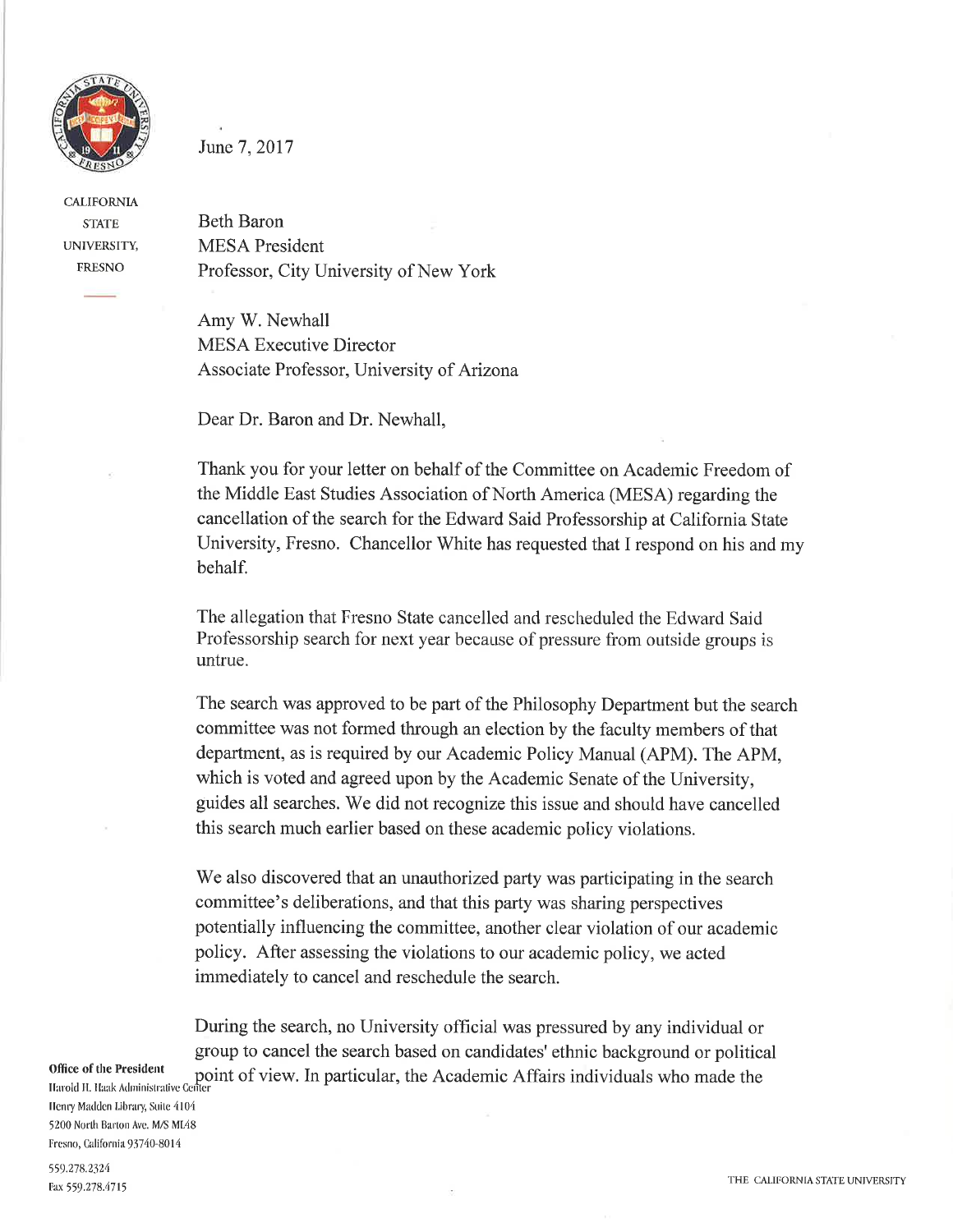CALIFORNIA STATE UNIVERSITY, FRESNO

June 7, 2017

Beth Baron
MESA President
Professor, City University of New York

Amy W. Newhall
MESA Executive Director
Associate Professor, University of Arizona

Dear Dr. Baron and Dr. Newhall,

Thank you for your letter on behalf of the Committee on Academic Freedom of the Middle East Studies Association of North America (MESA) regarding the cancellation of the search for the Edward Said Professorship at California State University, Fresno. Chancellor White has requested that I respond on his and my behalf.

The allegation that Fresno State cancelled and rescheduled the Edward Said Professorship search for next year because of pressure from outside groups is untrue.

The search was approved to be part of the Philosophy Department but the search committee was not formed through an election by the faculty members of that department, as is required by our Academic Policy Manual (APM). The APM, which is voted and agreed upon by the Academic Senate of the University, guides all searches. We did not recognize this issue and should have cancelled this search much earlier based on these academic policy violations.

We also discovered that an unauthorized party was participating in the search committee's deliberations, and that this party was sharing perspectives potentially influencing the committee, another clear violation of our academic policy. After assessing the violations to our academic policy, we acted immediately to cancel and reschedule the search.

During the search, no University official was pressured by any individual or group to cancel the search based on candidates' ethnic background or political point of view. In particular, the Academic Affairs individuals who made the

**Office of the President**
Harold H. Haak Administrative Center
Henry Madden Library, Suite 4104
5200 North Barton Ave. M/S ML48
Fresno, California 93740-8014

559.278.2324
Fax 559.278.4715

THE CALIFORNIA STATE UNIVERSITY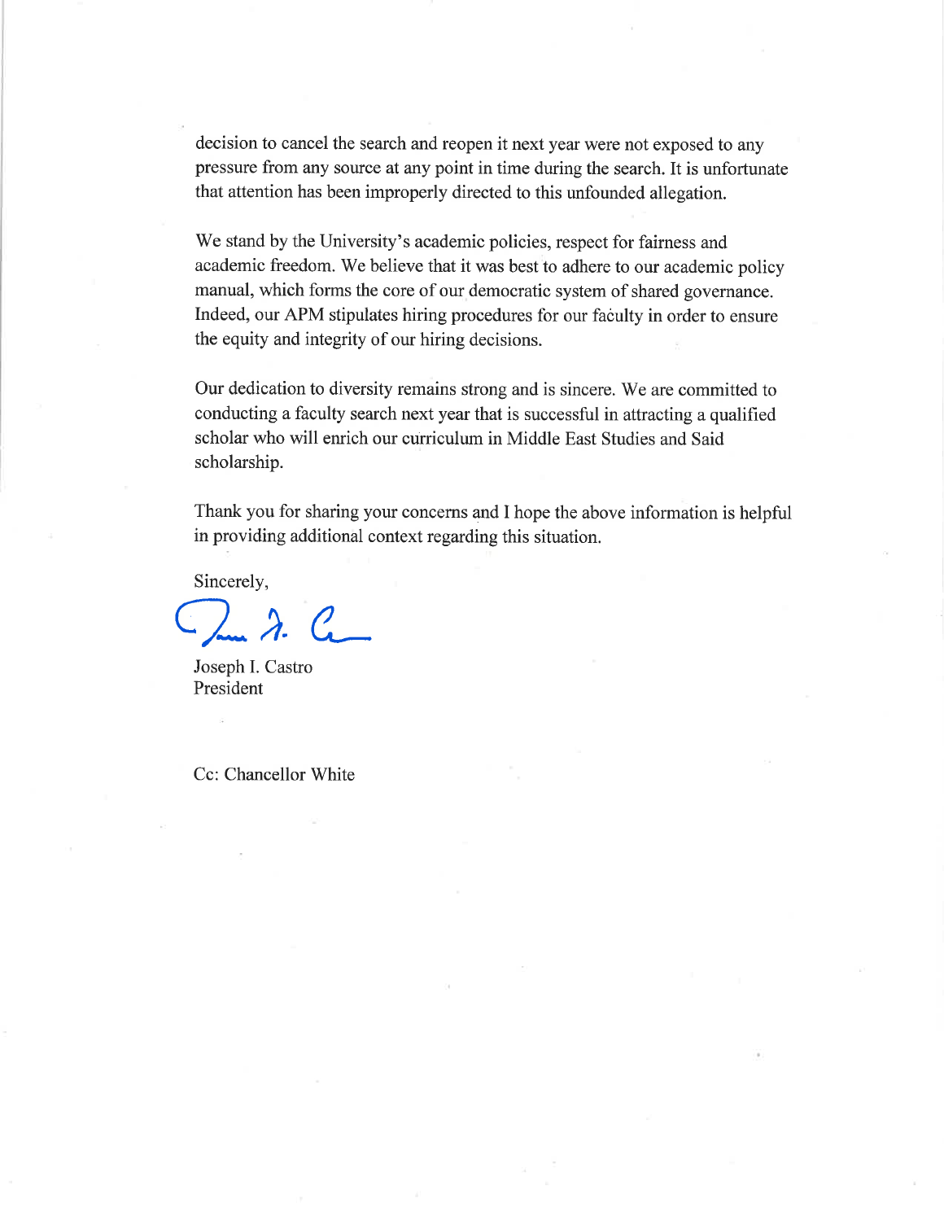decision to cancel the search and reopen it next year were not exposed to any pressure from any source at any point in time during the search. It is unfortunate that attention has been improperly directed to this unfounded allegation.

We stand by the University's academic policies, respect for fairness and academic freedom. We believe that it was best to adhere to our academic policy manual, which forms the core of our democratic system of shared governance. Indeed, our APM stipulates hiring procedures for our faculty in order to ensure the equity and integrity of our hiring decisions.

Our dedication to diversity remains strong and is sincere. We are committed to conducting a faculty search next year that is successful in attracting a qualified scholar who will enrich our curriculum in Middle East Studies and Said scholarship.

Thank you for sharing your concerns and I hope the above information is helpful in providing additional context regarding this situation.

Sincerely,

Joseph I. Castro
President

Cc: Chancellor White